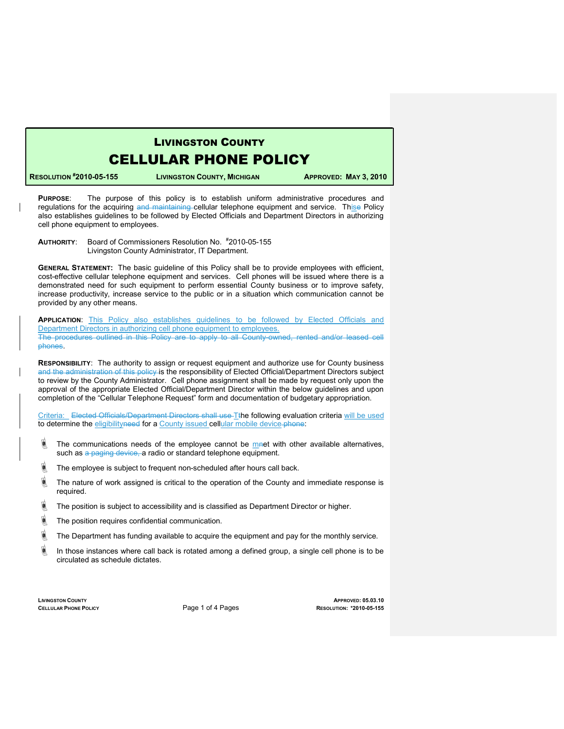# LIVINGSTON COUNTY

# CELLULAR PHONE POLICY

**RESOLUTION #2010-05-155** | **LIVINGSTON COUNTY, MICHIGAN** | **APPROVED: MAY 3, 2010**

**PURPOSE**: The purpose of this policy is to establish uniform administrative procedures and regulations for the acquiring ~~and maintaining~~ cellular telephone equipment and service. Th~~ese~~is Policy also establishes guidelines to be followed by Elected Officials and Department Directors in authorizing cell phone equipment to employees.

**AUTHORITY**: Board of Commissioners Resolution No. #2010-05-155
Livingston County Administrator, IT Department.

**GENERAL STATEMENT:** The basic guideline of this Policy shall be to provide employees with efficient, cost-effective cellular telephone equipment and services. Cell phones will be issued where there is a demonstrated need for such equipment to perform essential County business or to improve safety, increase productivity, increase service to the public or in a situation which communication cannot be provided by any other means.

**APPLICATION**: This Policy also establishes guidelines to be followed by Elected Officials and Department Directors in authorizing cell phone equipment to employees.
~~The procedures outlined in this Policy are to apply to all County-owned, rented and/or leased cell phones~~.

**RESPONSIBILITY**: The authority to assign or request equipment and authorize use for County business ~~and the administration of this policy~~ is the responsibility of Elected Official/Department Directors subject to review by the County Administrator. Cell phone assignment shall be made by request only upon the approval of the appropriate Elected Official/Department Director within the below guidelines and upon completion of the "Cellular Telephone Request" form and documentation of budgetary appropriation.

Criteria: ~~Elected Officials/Department Directors shall use T~~The following evaluation criteria will be used to determine the eligibility~~need~~ for a County issued cellular mobile device ~~phone~~:

- The communications needs of the employee cannot be m~~n~~et with other available alternatives, such as ~~a paging device,~~ a radio or standard telephone equipment.
- The employee is subject to frequent non-scheduled after hours call back.
- The nature of work assigned is critical to the operation of the County and immediate response is required.
- The position is subject to accessibility and is classified as Department Director or higher.
- The position requires confidential communication.
- The Department has funding available to acquire the equipment and pay for the monthly service.
- In those instances where call back is rotated among a defined group, a single cell phone is to be circulated as schedule dictates.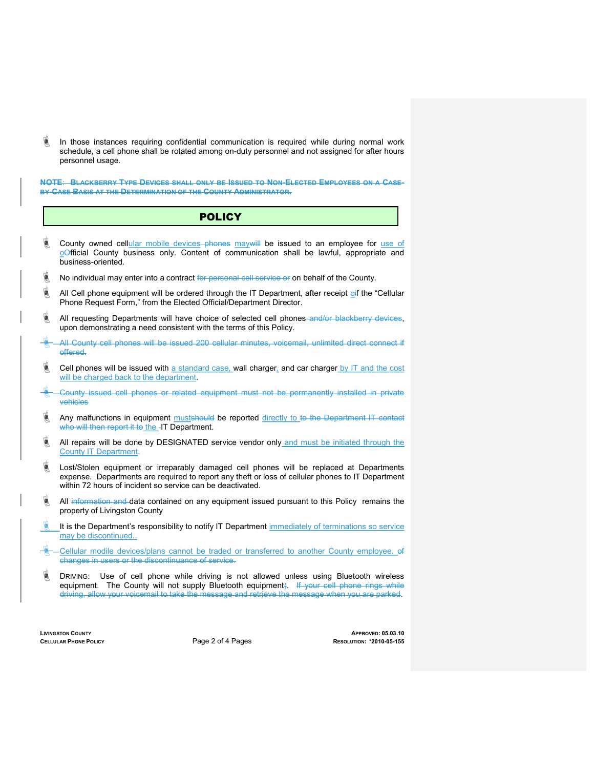- In those instances requiring confidential communication is required while during normal work schedule, a cell phone shall be rotated among on-duty personnel and not assigned for after hours personnel usage.

~~**NOTE: Blackberry Type Devices shall only be Issued to Non-Elected Employees on a Case-by-Case Basis at the Determination of the County Administrator.**~~

## POLICY

- County owned cellular mobile devices ~~phones~~ may~~will~~ be issued to an employee for use of o~~O~~fficial County business only. Content of communication shall be lawful, appropriate and business-oriented.
- No individual may enter into a contract ~~for personal cell service or~~ on behalf of the County.
- All Cell phone equipment will be ordered through the IT Department, after receipt o~~i~~f the "Cellular Phone Request Form," from the Elected Official/Department Director.
- All requesting Departments will have choice of selected cell phones~~ and/or blackberry devices~~, upon demonstrating a need consistent with the terms of this Policy.
- ~~All County cell phones will be issued 200 cellular minutes, voicemail, unlimited direct connect if offered.~~
- Cell phones will be issued with a standard case, wall charger, and car charger by IT and the cost will be charged back to the department.
- ~~County issued cell phones or related equipment must not be permanently installed in private vehicles~~
- Any malfunctions in equipment must~~should~~ be reported directly to ~~to the Department IT contact who will then report it to~~ the IT Department.
- All repairs will be done by DESIGNATED service vendor only and must be initiated through the County IT Department.
- Lost/Stolen equipment or irreparably damaged cell phones will be replaced at Departments expense. Departments are required to report any theft or loss of cellular phones to IT Department within 72 hours of incident so service can be deactivated.
- All ~~information and~~ data contained on any equipment issued pursuant to this Policy remains the property of Livingston County
- It is the Department's responsibility to notify IT Department immediately of terminations so service may be discontinued..
- Cellular modile devices/plans cannot be traded or transferred to another County employee. ~~of changes in users or the discontinuance of service.~~
- DRIVING: Use of cell phone while driving is not allowed unless using Bluetooth wireless equipment. The County will not supply Bluetooth equipment~~)~~. ~~If your cell phone rings while driving, allow your voicemail to take the message and retrieve the message when you are parked~~.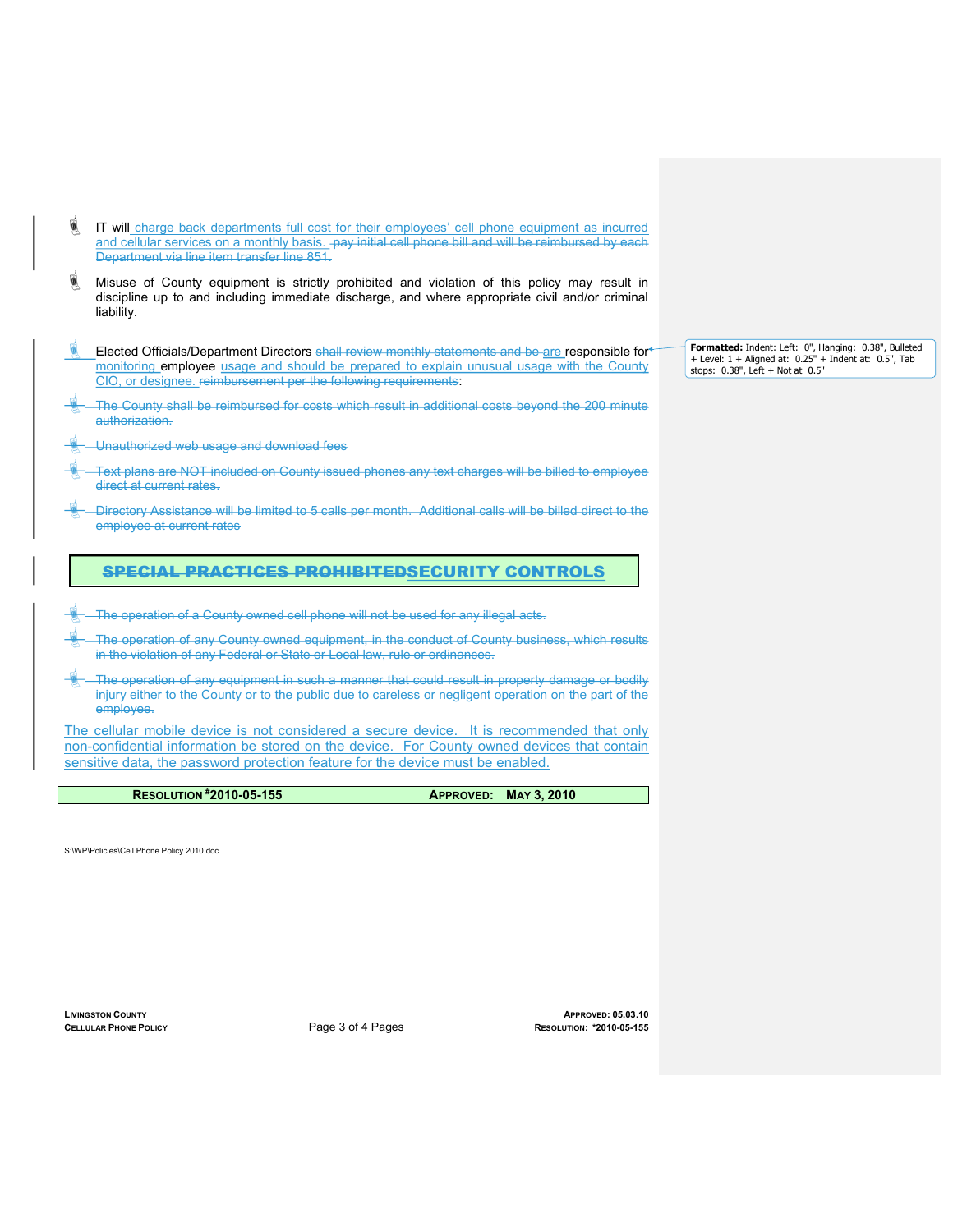- IT will ~~pay initial cell phone bill and will be reimbursed by each Department via line item transfer line 851.~~ charge back departments full cost for their employees' cell phone equipment as incurred and cellular services on a monthly basis.

- Misuse of County equipment is strictly prohibited and violation of this policy may result in discipline up to and including immediate discharge, and where appropriate civil and/or criminal liability.

- Elected Officials/Department Directors ~~shall review monthly statements and be~~ are responsible for monitoring employee ~~reimbursement per the following requirements~~ usage and should be prepared to explain unusual usage with the County CIO, or designee.:

- ~~The County shall be reimbursed for costs which result in additional costs beyond the 200 minute authorization.~~

- ~~Unauthorized web usage and download fees~~

- ~~Text plans are NOT included on County issued phones any text charges will be billed to employee direct at current rates.~~

- ~~Directory Assistance will be limited to 5 calls per month. Additional calls will be billed direct to the employee at current rates~~

## ~~SPECIAL PRACTICES PROHIBITED~~SECURITY CONTROLS

- ~~The operation of a County owned cell phone will not be used for any illegal acts.~~

- ~~The operation of any County owned equipment, in the conduct of County business, which results in the violation of any Federal or State or Local law, rule or ordinances.~~

- ~~The operation of any equipment in such a manner that could result in property damage or bodily injury either to the County or to the public due to careless or negligent operation on the part of the employee.~~

The cellular mobile device is not considered a secure device. It is recommended that only non-confidential information be stored on the device. For County owned devices that contain sensitive data, the password protection feature for the device must be enabled.

| **RESOLUTION #2010-05-155** | **APPROVED: MAY 3, 2010** |
|---|---|

S:\WP\Policies\Cell Phone Policy 2010.doc

**Formatted:** Indent: Left: 0", Hanging: 0.38", Bulleted + Level: 1 + Aligned at: 0.25" + Indent at: 0.5", Tab stops: 0.38", Left + Not at 0.5"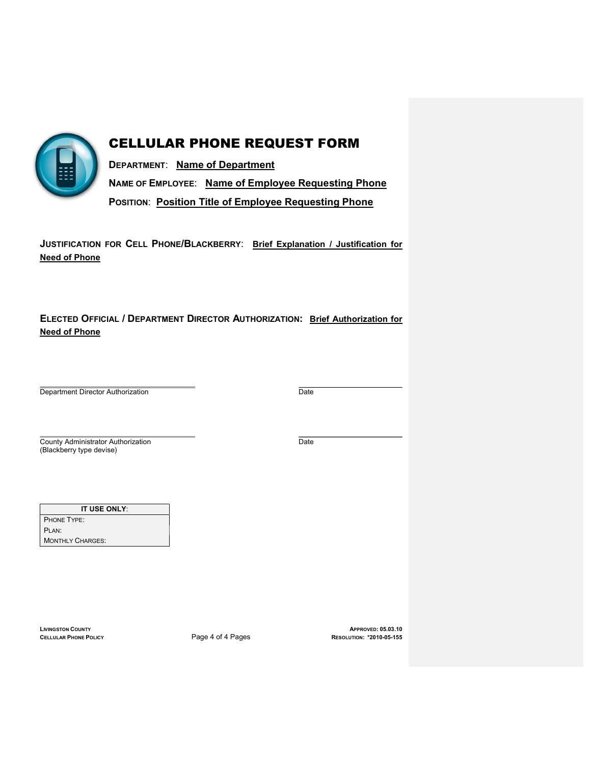# CELLULAR PHONE REQUEST FORM

**DEPARTMENT**: **Name of Department**

**NAME OF EMPLOYEE**: **Name of Employee Requesting Phone**

**POSITION**: **Position Title of Employee Requesting Phone**

**JUSTIFICATION FOR CELL PHONE/BLACKBERRY**: **Brief Explanation / Justification for Need of Phone**

**ELECTED OFFICIAL / DEPARTMENT DIRECTOR AUTHORIZATION: Brief Authorization for Need of Phone**

\_\_\_\_\_\_\_\_\_\_\_\_\_\_\_\_\_\_\_\_\_\_\_\_\_\_\_\_\_\_ \_\_\_\_\_\_\_\_\_\_\_\_\_\_\_\_\_\_\_\_

Department Director Authorization Date

\_\_\_\_\_\_\_\_\_\_\_\_\_\_\_\_\_\_\_\_\_\_\_\_\_\_\_\_\_\_ \_\_\_\_\_\_\_\_\_\_\_\_\_\_\_\_\_\_\_\_

County Administrator Authorization Date
(Blackberry type devise)

| IT USE ONLY: |
|---|
| PHONE TYPE: |
| PLAN: |
| MONTHLY CHARGES: |

LIVINGSTON COUNTY
CELLULAR PHONE POLICY

APPROVED: 05.03.10
RESOLUTION: *2010-05-155